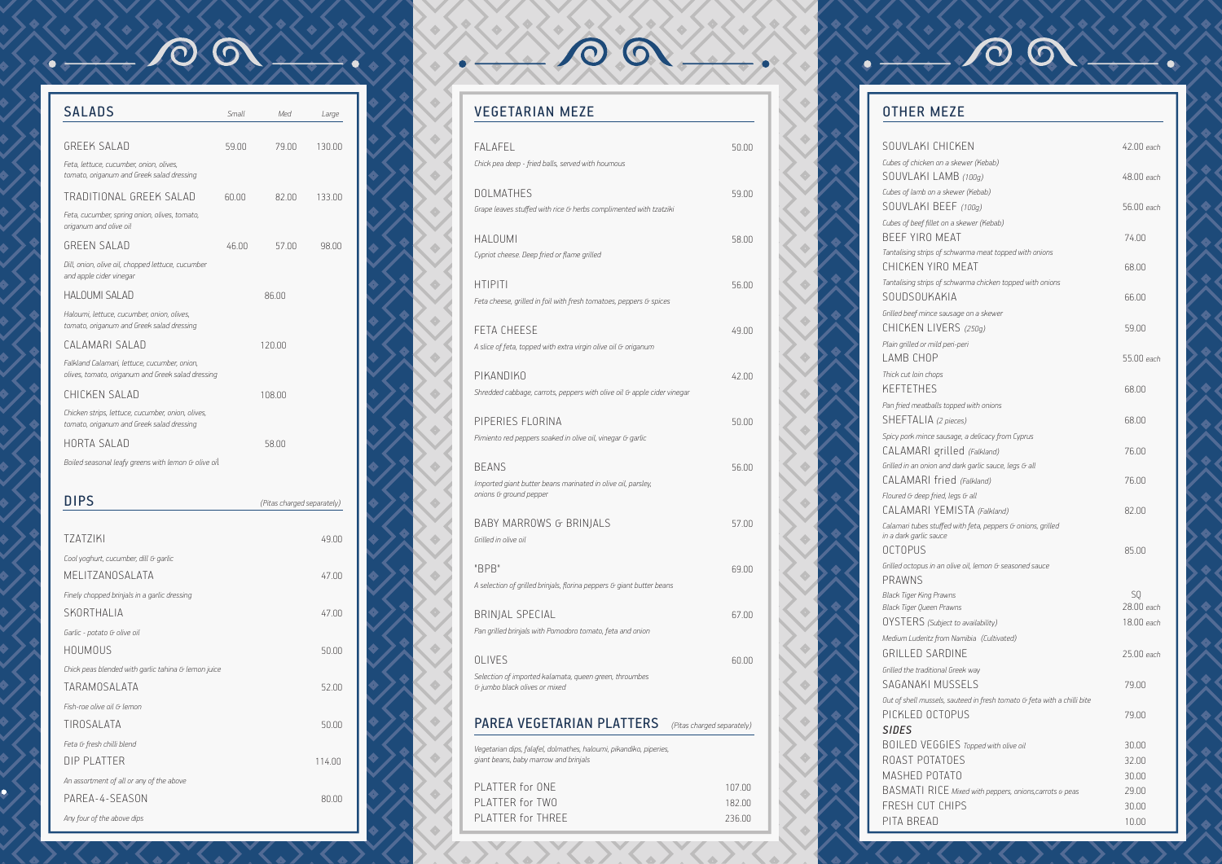## SALADS

| Item | Small | Med | Large |
|---|---|---|---|
| GREEK SALAD<br>*Feta, lettuce, cucumber, onion, olives, tomato, origanum and Greek salad dressing* | 59.00 | 79.00 | 130.00 |
| TRADITIONAL GREEK SALAD<br>*Feta, cucumber, spring onion, olives, tomato, origanum and olive oil* | 60.00 | 82.00 | 133.00 |
| GREEN SALAD<br>*Dill, onion, olive oil, chopped lettuce, cucumber and apple cider vinegar* | 46.00 | 57.00 | 98.00 |
| HALOUMI SALAD<br>*Haloumi, lettuce, cucumber, onion, olives, tomato, origanum and Greek salad dressing* | | 86.00 | |
| CALAMARI SALAD<br>*Falkland Calamari, lettuce, cucumber, onion, olives, tomato, origanum and Greek salad dressing* | | 120.00 | |
| CHICKEN SALAD<br>*Chicken strips, lettuce, cucumber, onion, olives, tomato, origanum and Greek salad dressing* | | 108.00 | |
| HORTA SALAD<br>*Boiled seasonal leafy greens with lemon & olive oil* | | 58.00 | |

## DIPS

*(Pitas charged separately)*

| Item | Price |
|---|---|
| TZATZIKI<br>*Cool yoghurt, cucumber, dill & garlic* | 49.00 |
| MELITZANOSALATA<br>*Finely chopped brinjals in a garlic dressing* | 47.00 |
| SKORTHALIA<br>*Garlic - potato & olive oil* | 47.00 |
| HOUMOUS<br>*Chick peas blended with garlic tahina & lemon juice* | 50.00 |
| TARAMOSALATA<br>*Fish-roe olive oil & lemon* | 52.00 |
| TIROSALATA<br>*Feta & fresh chilli blend* | 50.00 |
| DIP PLATTER<br>*An assortment of all or any of the above* | 114.00 |
| PAREA-4-SEASON<br>*Any four of the above dips* | 80.00 |

## VEGETARIAN MEZE

| Item | Price |
|---|---|
| FALAFEL<br>*Chick pea deep - fried balls, served with houmous* | 50.00 |
| DOLMATHES<br>*Grape leaves stuffed with rice & herbs complimented with tzatziki* | 59.00 |
| HALOUMI<br>*Cypriot cheese. Deep fried or flame grilled* | 58.00 |
| HTIPITI<br>*Feta cheese, grilled in foil with fresh tomatoes, peppers & spices* | 56.00 |
| FETA CHEESE<br>*A slice of feta, topped with extra virgin olive oil & origanum* | 49.00 |
| PIKANDIKO<br>*Shredded cabbage, carrots, peppers with olive oil & apple cider vinegar* | 42.00 |
| PIPERIES FLORINA<br>*Pimiento red peppers soaked in olive oil, vinegar & garlic* | 50.00 |
| BEANS<br>*Imported giant butter beans marinated in olive oil, parsley, onions & ground pepper* | 56.00 |
| BABY MARROWS & BRINJALS<br>*Grilled in olive oil* | 57.00 |
| "BPB"<br>*A selection of grilled brinjals, florina peppers & giant butter beans* | 69.00 |
| BRINJAL SPECIAL<br>*Pan grilled brinjals with Pomodoro tomato, feta and onion* | 67.00 |
| OLIVES<br>*Selection of imported kalamata, queen green, throumbes & jumbo black olives or mixed* | 60.00 |

## PAREA VEGETARIAN PLATTERS

*(Pitas charged separately)*

*Vegetarian dips, falafel, dolmathes, haloumi, pikandiko, piperies, giant beans, baby marrow and brinjals*

| Item | Price |
|---|---|
| PLATTER for ONE | 107.00 |
| PLATTER for TWO | 182.00 |
| PLATTER for THREE | 236.00 |

## OTHER MEZE

| Item | Price |
|---|---|
| SOUVLAKI CHICKEN<br>*Cubes of chicken on a skewer (Kebab)* | 42.00 *each* |
| SOUVLAKI LAMB *(100g)*<br>*Cubes of lamb on a skewer (Kebab)* | 48.00 *each* |
| SOUVLAKI BEEF *(100g)*<br>*Cubes of beef fillet on a skewer (Kebab)* | 56.00 *each* |
| BEEF YIRO MEAT<br>*Tantalising strips of schwarma meat topped with onions* | 74.00 |
| CHICKEN YIRO MEAT<br>*Tantalising strips of schwarma chicken topped with onions* | 68.00 |
| SOUDSOUKAKIA<br>*Grilled beef mince sausage on a skewer* | 66.00 |
| CHICKEN LIVERS *(250g)*<br>*Plain grilled or mild peri-peri* | 59.00 |
| LAMB CHOP<br>*Thick cut loin chops* | 55.00 *each* |
| KEFTETHES<br>*Pan fried meatballs topped with onions* | 68.00 |
| SHEFTALIA *(2 pieces)*<br>*Spicy pork mince sausage, a delicacy from Cyprus* | 68.00 |
| CALAMARI grilled *(Falkland)*<br>*Grilled in an onion and dark garlic sauce, legs & all* | 76.00 |
| CALAMARI fried *(Falkland)*<br>*Floured & deep fried, legs & all* | 76.00 |
| CALAMARI YEMISTA *(Falkland)*<br>*Calamari tubes stuffed with feta, peppers & onions, grilled in a dark garlic sauce* | 82.00 |
| OCTOPUS<br>*Grilled octopus in an olive oil, lemon & seasoned sauce* | 85.00 |
| PRAWNS<br>*Black Tiger King Prawns* | SQ |
| *Black Tiger Queen Prawns* | 28.00 *each* |
| OYSTERS *(Subject to availability)*<br>*Medium Luderitz from Namibia (Cultivated)* | 18.00 *each* |
| GRILLED SARDINE<br>*Grilled the traditional Greek way* | 25.00 *each* |
| SAGANAKI MUSSELS<br>*Out of shell mussels, sauteed in fresh tomato & feta with a chilli bite* | 79.00 |
| PICKLED OCTOPUS | 79.00 |

### *SIDES*

| Item | Price |
|---|---|
| BOILED VEGGIES *Topped with olive oil* | 30.00 |
| ROAST POTATOES | 32.00 |
| MASHED POTATO | 30.00 |
| BASMATI RICE *Mixed with peppers, onions, carrots & peas* | 29.00 |
| FRESH CUT CHIPS | 30.00 |
| PITA BREAD | 10.00 |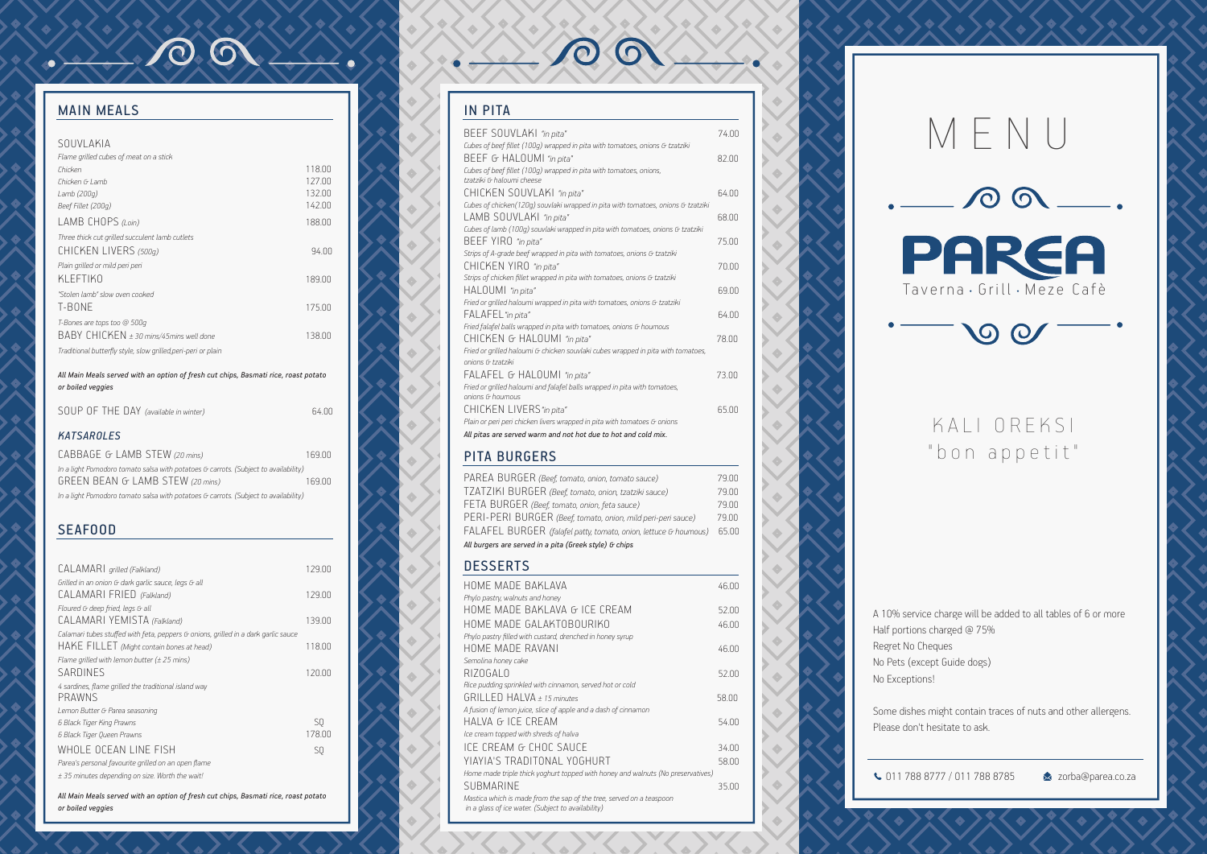## MAIN MEALS

### SOUVLAKIA

*Flame grilled cubes of meat on a stick*

| | |
|---|---|
| *Chicken* | 118.00 |
| *Chicken & Lamb* | 127.00 |
| *Lamb (200g)* | 132.00 |
| *Beef Fillet (200g)* | 142.00 |
| LAMB CHOPS *(Loin)* | 188.00 |

*Three thick cut grilled succulent lamb cutlets*

| | |
|---|---|
| CHICKEN LIVERS *(500g)* | 94.00 |

*Plain grilled or mild peri peri*

| | |
|---|---|
| KLEFTIKO | 189.00 |

*"Stolen lamb" slow oven cooked*

| | |
|---|---|
| T-BONE | 175.00 |

*T-Bones are tops too @ 500g*

| | |
|---|---|
| BABY CHICKEN *± 30 mins/45mins well done* | 138.00 |

*Traditional butterfly style, slow grilled,peri-peri or plain*

*All Main Meals served with an option of fresh cut chips, Basmati rice, roast potato or boiled veggies*

| | |
|---|---|
| SOUP OF THE DAY *(available in winter)* | 64.00 |

### KATSAROLES

| | |
|---|---|
| CABBAGE & LAMB STEW *(20 mins)* | 169.00 |

*In a light Pomodoro tomato salsa with potatoes & carrots. (Subject to availability)*

| | |
|---|---|
| GREEN BEAN & LAMB STEW *(20 mins)* | 169.00 |

*In a light Pomodoro tomato salsa with potatoes & carrots. (Subject to availability)*

## SEAFOOD

| | |
|---|---|
| CALAMARI *grilled (Falkland)* | 129.00 |

*Grilled in an onion & dark garlic sauce, legs & all*

| | |
|---|---|
| CALAMARI FRIED *(Falkland)* | 129.00 |

*Floured & deep fried, legs & all*

| | |
|---|---|
| CALAMARI YEMISTA *(Falkland)* | 139.00 |

*Calamari tubes stuffed with feta, peppers & onions, grilled in a dark garlic sauce*

| | |
|---|---|
| HAKE FILLET *(Might contain bones at head)* | 118.00 |

*Flame grilled with lemon butter (± 25 mins)*

| | |
|---|---|
| SARDINES | 120.00 |

*4 sardines, flame grilled the traditional island way*

PRAWNS

*Lemon Butter & Parea seasoning*

| | |
|---|---|
| *6 Black Tiger King Prawns* | SQ |
| *6 Black Tiger Queen Prawns* | 178.00 |
| WHOLE OCEAN LINE FISH | SQ |

*Parea's personal favourite grilled on an open flame*

*± 35 minutes depending on size. Worth the wait!*

*All Main Meals served with an option of fresh cut chips, Basmati rice, roast potato or boiled veggies*

## IN PITA

| | |
|---|---|
| BEEF SOUVLAKI *"in pita"* | 74.00 |

*Cubes of beef fillet (100g) wrapped in pita with tomatoes, onions & tzatziki*

| | |
|---|---|
| BEEF & HALOUMI *"in pita"* | 82.00 |

*Cubes of beef fillet (100g) wrapped in pita with tomatoes, onions, tzatziki & haloumi cheese*

| | |
|---|---|
| CHICKEN SOUVLAKI *"in pita"* | 64.00 |

*Cubes of chicken(120g) souvlaki wrapped in pita with tomatoes, onions & tzatziki*

| | |
|---|---|
| LAMB SOUVLAKI *"in pita"* | 68.00 |

*Cubes of lamb (100g) souvlaki wrapped in pita with tomatoes, onions & tzatziki*

| | |
|---|---|
| BEEF YIRO *"in pita"* | 75.00 |

*Strips of A-grade beef wrapped in pita with tomatoes, onions & tzatziki*

| | |
|---|---|
| CHICKEN YIRO *"in pita"* | 70.00 |

*Strips of chicken fillet wrapped in pita with tomatoes, onions & tzatziki*

| | |
|---|---|
| HALOUMI *"in pita"* | 69.00 |

*Fried or grilled haloumi wrapped in pita with tomatoes, onions & tzatziki*

| | |
|---|---|
| FALAFEL *"in pita"* | 64.00 |

*Fried falafel balls wrapped in pita with tomatoes, onions & houmous*

| | |
|---|---|
| CHICKEN & HALOUMI *"in pita"* | 78.00 |

*Fried or grilled haloumi & chicken souvlaki cubes wrapped in pita with tomatoes, onions & tzatziki*

| | |
|---|---|
| FALAFEL & HALOUMI *"in pita"* | 73.00 |

*Fried or grilled haloumi and falafel balls wrapped in pita with tomatoes, onions & houmous*

| | |
|---|---|
| CHICKEN LIVERS *"in pita"* | 65.00 |

*Plain or peri peri chicken livers wrapped in pita with tomatoes & onions*

***All pitas are served warm and not hot due to hot and cold mix.***

## PITA BURGERS

| | |
|---|---|
| PAREA BURGER *(Beef, tomato, onion, tomato sauce)* | 79.00 |
| TZATZIKI BURGER *(Beef, tomato, onion, tzatziki sauce)* | 79.00 |
| FETA BURGER *(Beef, tomato, onion, feta sauce)* | 79.00 |
| PERI-PERI BURGER *(Beef, tomato, onion, mild peri-peri sauce)* | 79.00 |
| FALAFEL BURGER *(falafel patty, tomato, onion, lettuce & houmous)* | 65.00 |

***All burgers are served in a pita (Greek style) & chips***

## DESSERTS

| | |
|---|---|
| HOME MADE BAKLAVA | 46.00 |

*Phylo pastry, walnuts and honey*

| | |
|---|---|
| HOME MADE BAKLAVA & ICE CREAM | 52.00 |
| HOME MADE GALAKTOBOURIKO | 46.00 |

*Phylo pastry filled with custard, drenched in honey syrup*

| | |
|---|---|
| HOME MADE RAVANI | 46.00 |

*Semolina honey cake*

| | |
|---|---|
| RIZOGALO | 52.00 |

*Rice pudding sprinkled with cinnamon, served hot or cold*

| | |
|---|---|
| GRILLED HALVA *± 15 minutes* | 58.00 |

*A fusion of lemon juice, slice of apple and a dash of cinnamon*

| | |
|---|---|
| HALVA & ICE CREAM | 54.00 |

*Ice cream topped with shreds of halva*

| | |
|---|---|
| ICE CREAM & CHOC SAUCE | 34.00 |
| YIAYIA'S TRADITONAL YOGHURT | 58.00 |

*Home made triple thick yoghurt topped with honey and walnuts (No preservatives)*

| | |
|---|---|
| SUBMARINE | 35.00 |

*Mastica which is made from the sap of the tree, served on a teaspoon in a glass of ice water. (Subject to availability)*

# MENU

# PAREA

Taverna · Grill · Meze Cafè

KALI OREKSI

"bon appetit"

A 10% service charge will be added to all tables of 6 or more

Half portions charged @ 75%

Regret No Cheques

No Pets (except Guide dogs)

No Exceptions!

Some dishes might contain traces of nuts and other allergens. Please don't hesitate to ask.

011 788 8777 / 011 788 8785 zorba@parea.co.za